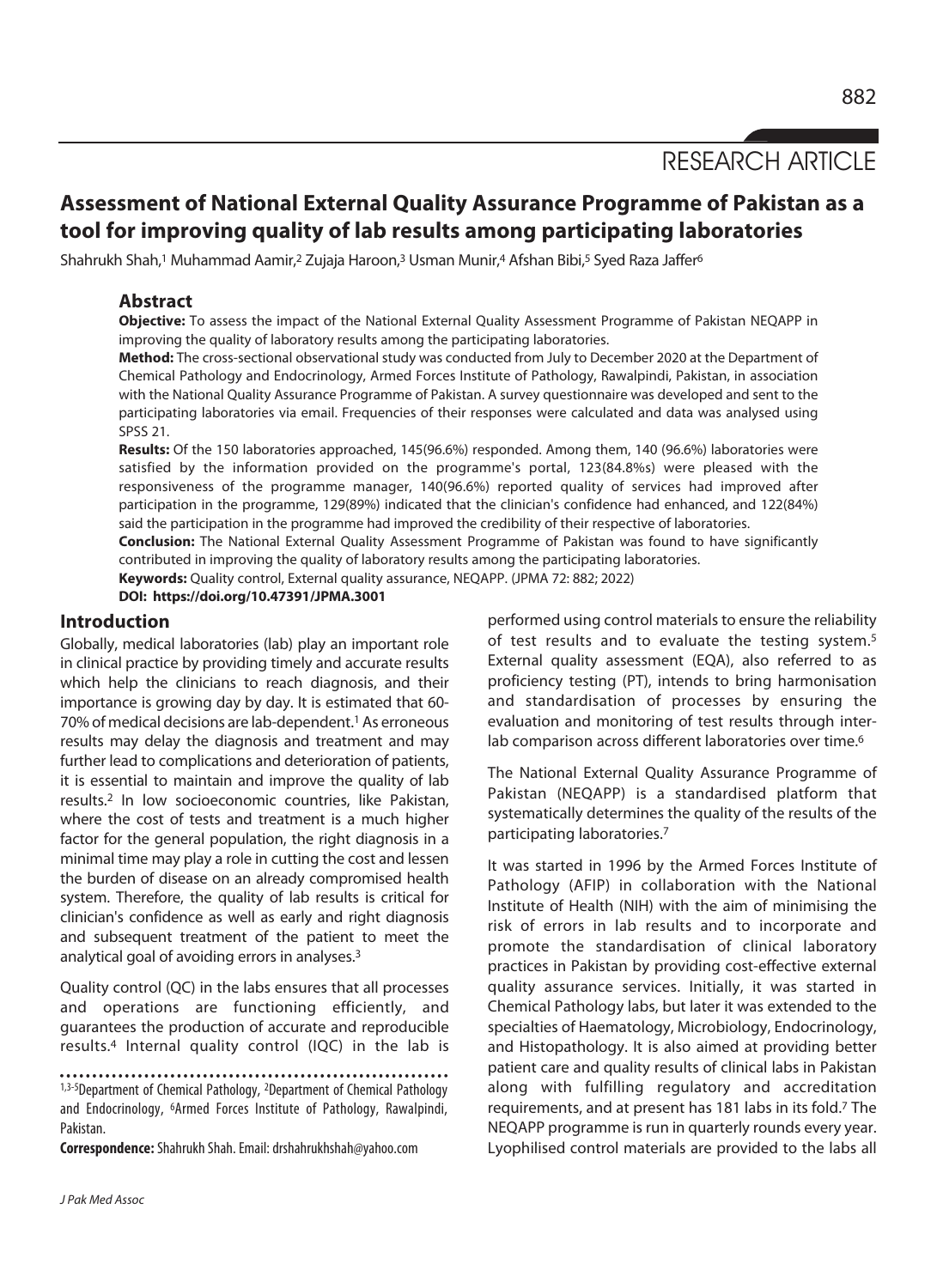RESEARCH ARTICLE

# Assessment of National External Quality Assurance Programme of Pakistan as a tool for improving quality of lab results among participating laboratories

Shahrukh Shah,[1] Muhammad Aamir,[2] Zujaja Haroon,[3] Usman Munir,[4] Afshan Bibi,[5] Syed Raza Jaffer[6]

## Abstract

**Objective:** To assess the impact of the National External Quality Assessment Programme of Pakistan NEQAPP in improving the quality of laboratory results among the participating laboratories.

**Method:** The cross-sectional observational study was conducted from July to December 2020 at the Department of Chemical Pathology and Endocrinology, Armed Forces Institute of Pathology, Rawalpindi, Pakistan, in association with the National Quality Assurance Programme of Pakistan. A survey questionnaire was developed and sent to the participating laboratories via email. Frequencies of their responses were calculated and data was analysed using SPSS 21.

**Results:** Of the 150 laboratories approached, 145(96.6%) responded. Among them, 140 (96.6%) laboratories were satisfied by the information provided on the programme's portal, 123(84.8%s) were pleased with the responsiveness of the programme manager, 140(96.6%) reported quality of services had improved after participation in the programme, 129(89%) indicated that the clinician's confidence had enhanced, and 122(84%) said the participation in the programme had improved the credibility of their respective of laboratories.

**Conclusion:** The National External Quality Assessment Programme of Pakistan was found to have significantly contributed in improving the quality of laboratory results among the participating laboratories.

**Keywords:** Quality control, External quality assurance, NEQAPP. (JPMA 72: 882; 2022)

**DOI: https://doi.org/10.47391/JPMA.3001**

## Introduction

Globally, medical laboratories (lab) play an important role in clinical practice by providing timely and accurate results which help the clinicians to reach diagnosis, and their importance is growing day by day. It is estimated that 60-70% of medical decisions are lab-dependent.[1] As erroneous results may delay the diagnosis and treatment and may further lead to complications and deterioration of patients, it is essential to maintain and improve the quality of lab results.[2] In low socioeconomic countries, like Pakistan, where the cost of tests and treatment is a much higher factor for the general population, the right diagnosis in a minimal time may play a role in cutting the cost and lessen the burden of disease on an already compromised health system. Therefore, the quality of lab results is critical for clinician's confidence as well as early and right diagnosis and subsequent treatment of the patient to meet the analytical goal of avoiding errors in analyses.[3]

Quality control (QC) in the labs ensures that all processes and operations are functioning efficiently, and guarantees the production of accurate and reproducible results.[4] Internal quality control (IQC) in the lab is performed using control materials to ensure the reliability of test results and to evaluate the testing system.[5] External quality assessment (EQA), also referred to as proficiency testing (PT), intends to bring harmonisation and standardisation of processes by ensuring the evaluation and monitoring of test results through inter-lab comparison across different laboratories over time.[6]

The National External Quality Assurance Programme of Pakistan (NEQAPP) is a standardised platform that systematically determines the quality of the results of the participating laboratories.[7]

It was started in 1996 by the Armed Forces Institute of Pathology (AFIP) in collaboration with the National Institute of Health (NIH) with the aim of minimising the risk of errors in lab results and to incorporate and promote the standardisation of clinical laboratory practices in Pakistan by providing cost-effective external quality assurance services. Initially, it was started in Chemical Pathology labs, but later it was extended to the specialties of Haematology, Microbiology, Endocrinology, and Histopathology. It is also aimed at providing better patient care and quality results of clinical labs in Pakistan along with fulfilling regulatory and accreditation requirements, and at present has 181 labs in its fold.[7] The NEQAPP programme is run in quarterly rounds every year. Lyophilised control materials are provided to the labs all

[1,3-5]Department of Chemical Pathology, [2]Department of Chemical Pathology and Endocrinology, [6]Armed Forces Institute of Pathology, Rawalpindi, Pakistan.

**Correspondence:** Shahrukh Shah. Email: drshahrukhshah@yahoo.com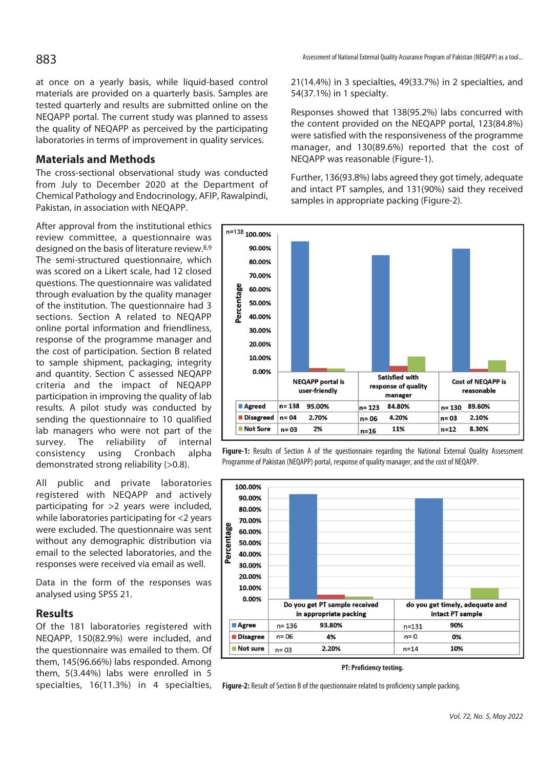at once on a yearly basis, while liquid-based control materials are provided on a quarterly basis. Samples are tested quarterly and results are submitted online on the NEQAPP portal. The current study was planned to assess the quality of NEQAPP as perceived by the participating laboratories in terms of improvement in quality services.

## Materials and Methods

The cross-sectional observational study was conducted from July to December 2020 at the Department of Chemical Pathology and Endocrinology, AFIP, Rawalpindi, Pakistan, in association with NEQAPP.

After approval from the institutional ethics review committee, a questionnaire was designed on the basis of literature review.[8,9] The semi-structured questionnaire, which was scored on a Likert scale, had 12 closed questions. The questionnaire was validated through evaluation by the quality manager of the institution. The questionnaire had 3 sections. Section A related to NEQAPP online portal information and friendliness, response of the programme manager and the cost of participation. Section B related to sample shipment, packaging, integrity and quantity. Section C assessed NEQAPP criteria and the impact of NEQAPP participation in improving the quality of lab results. A pilot study was conducted by sending the questionnaire to 10 qualified lab managers who were not part of the survey. The reliability of internal consistency using Cronbach alpha demonstrated strong reliability (>0.8).

All public and private laboratories registered with NEQAPP and actively participating for >2 years were included, while laboratories participating for <2 years were excluded. The questionnaire was sent without any demographic distribution via email to the selected laboratories, and the responses were received via email as well.

Data in the form of the responses was analysed using SPSS 21.

## Results

Of the 181 laboratories registered with NEQAPP, 150(82.9%) were included, and the questionnaire was emailed to them. Of them, 145(96.66%) labs responded. Among them, 5(3.44%) labs were enrolled in 5 specialties, 16(11.3%) in 4 specialties, 21(14.4%) in 3 specialties, 49(33.7%) in 2 specialties, and 54(37.1%) in 1 specialty.

Responses showed that 138(95.2%) labs concurred with the content provided on the NEQAPP portal, 123(84.8%) were satisfied with the responsiveness of the programme manager, and 130(89.6%) reported that the cost of NEQAPP was reasonable (Figure-1).

Further, 136(93.8%) labs agreed they got timely, adequate and intact PT samples, and 131(90%) said they received samples in appropriate packing (Figure-2).

| | NEQAPP portal is user-friendly | | Satisfied with response of quality manager | | Cost of NEQAPP is reasonable | |
|---|---|---|---|---|---|---|
| Agreed | n= 138 | 95.00% | n= 123 | 84.80% | n= 130 | 89.60% |
| Disagreed | n= 04 | 2.70% | n= 06 | 4.20% | n= 03 | 2.10% |
| Not Sure | n= 03 | 2% | n=16 | 11% | n=12 | 8.30% |

**Figure-1:** Results of Section A of the questionnaire regarding the National External Quality Assessment Programme of Pakistan (NEQAPP) portal, response of quality manager, and the cost of NEQAPP.

| | Do you get PT sample received in appropriate packing | | do you get timely, adequate and intact PT sample | |
|---|---|---|---|---|
| Agree | n= 136 | 93.80% | n=131 | 90% |
| Disagree | n= 06 | 4% | n= 0 | 0% |
| Not sure | n= 03 | 2.20% | n=14 | 10% |

PT: Proficiency testing.

**Figure-2:** Result of Section B of the questionnaire related to proficiency sample packing.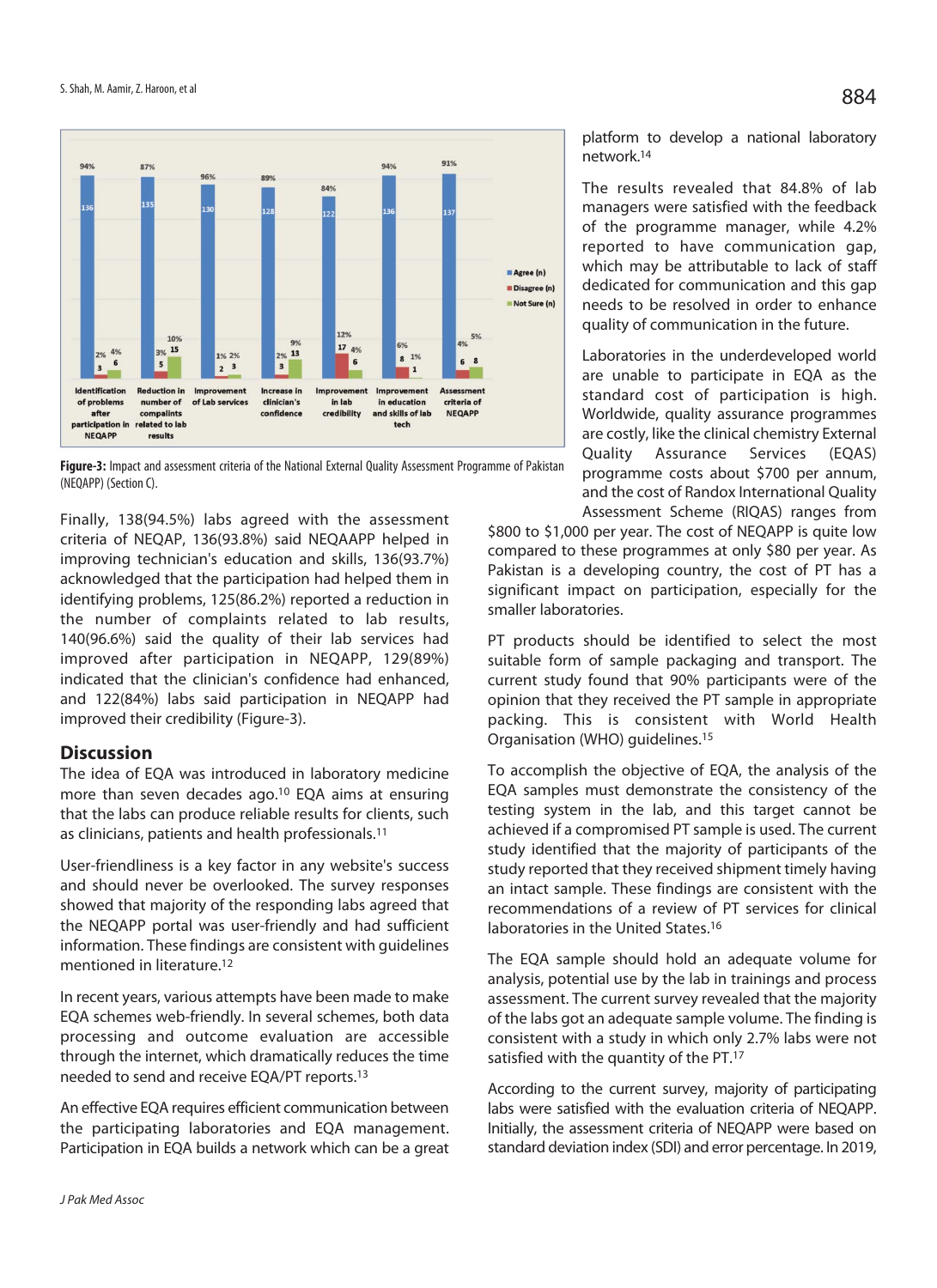Figure-3: Impact and assessment criteria of the National External Quality Assessment Programme of Pakistan (NEQAPP) (Section C).

Finally, 138(94.5%) labs agreed with the assessment criteria of NEQAP, 136(93.8%) said NEQAAPP helped in improving technician's education and skills, 136(93.7%) acknowledged that the participation had helped them in identifying problems, 125(86.2%) reported a reduction in the number of complaints related to lab results, 140(96.6%) said the quality of their lab services had improved after participation in NEQAPP, 129(89%) indicated that the clinician's confidence had enhanced, and 122(84%) labs said participation in NEQAPP had improved their credibility (Figure-3).

## Discussion

The idea of EQA was introduced in laboratory medicine more than seven decades ago.[10] EQA aims at ensuring that the labs can produce reliable results for clients, such as clinicians, patients and health professionals.[11]

User-friendliness is a key factor in any website's success and should never be overlooked. The survey responses showed that majority of the responding labs agreed that the NEQAPP portal was user-friendly and had sufficient information. These findings are consistent with guidelines mentioned in literature.[12]

In recent years, various attempts have been made to make EQA schemes web-friendly. In several schemes, both data processing and outcome evaluation are accessible through the internet, which dramatically reduces the time needed to send and receive EQA/PT reports.[13]

An effective EQA requires efficient communication between the participating laboratories and EQA management. Participation in EQA builds a network which can be a great platform to develop a national laboratory network.[14]

The results revealed that 84.8% of lab managers were satisfied with the feedback of the programme manager, while 4.2% reported to have communication gap, which may be attributable to lack of staff dedicated for communication and this gap needs to be resolved in order to enhance quality of communication in the future.

Laboratories in the underdeveloped world are unable to participate in EQA as the standard cost of participation is high. Worldwide, quality assurance programmes are costly, like the clinical chemistry External Quality Assurance Services (EQAS) programme costs about $700 per annum, and the cost of Randox International Quality Assessment Scheme (RIQAS) ranges from $800 to $1,000 per year. The cost of NEQAPP is quite low compared to these programmes at only $80 per year. As Pakistan is a developing country, the cost of PT has a significant impact on participation, especially for the smaller laboratories.

PT products should be identified to select the most suitable form of sample packaging and transport. The current study found that 90% participants were of the opinion that they received the PT sample in appropriate packing. This is consistent with World Health Organisation (WHO) guidelines.[15]

To accomplish the objective of EQA, the analysis of the EQA samples must demonstrate the consistency of the testing system in the lab, and this target cannot be achieved if a compromised PT sample is used. The current study identified that the majority of participants of the study reported that they received shipment timely having an intact sample. These findings are consistent with the recommendations of a review of PT services for clinical laboratories in the United States.[16]

The EQA sample should hold an adequate volume for analysis, potential use by the lab in trainings and process assessment. The current survey revealed that the majority of the labs got an adequate sample volume. The finding is consistent with a study in which only 2.7% labs were not satisfied with the quantity of the PT.[17]

According to the current survey, majority of participating labs were satisfied with the evaluation criteria of NEQAPP. Initially, the assessment criteria of NEQAPP were based on standard deviation index (SDI) and error percentage. In 2019,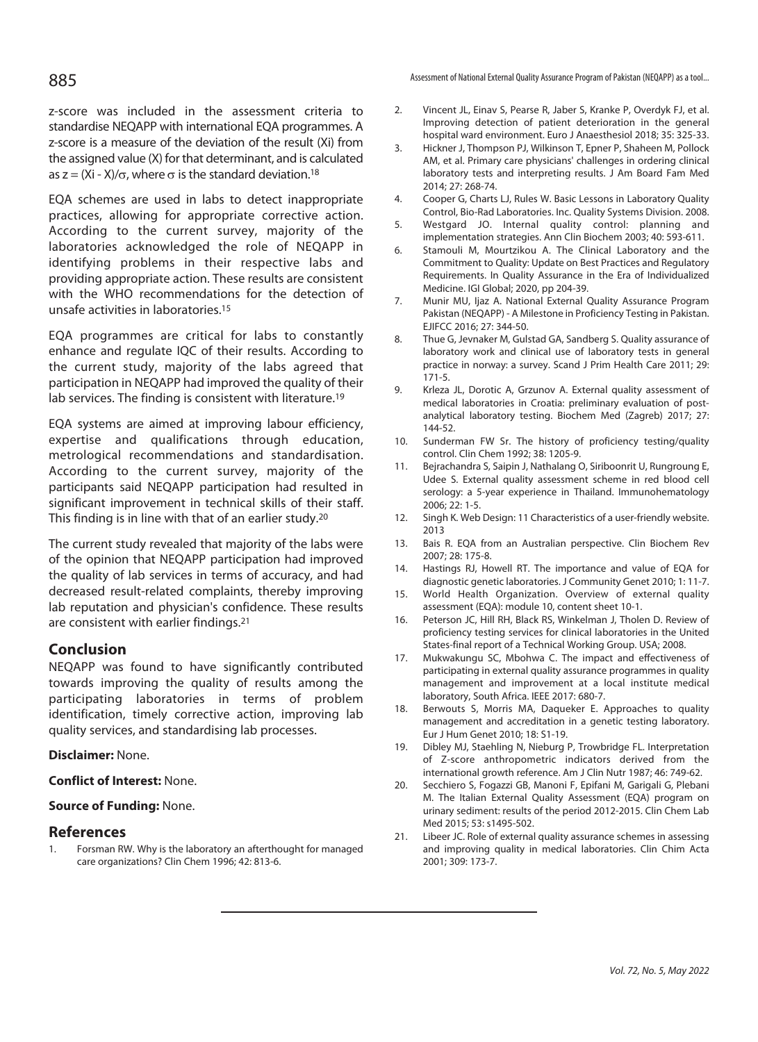z-score was included in the assessment criteria to standardise NEQAPP with international EQA programmes. A z-score is a measure of the deviation of the result (Xi) from the assigned value (X) for that determinant, and is calculated as $z = (Xi - X)/\sigma$, where $\sigma$ is the standard deviation.[18]

EQA schemes are used in labs to detect inappropriate practices, allowing for appropriate corrective action. According to the current survey, majority of the laboratories acknowledged the role of NEQAPP in identifying problems in their respective labs and providing appropriate action. These results are consistent with the WHO recommendations for the detection of unsafe activities in laboratories.[15]

EQA programmes are critical for labs to constantly enhance and regulate IQC of their results. According to the current study, majority of the labs agreed that participation in NEQAPP had improved the quality of their lab services. The finding is consistent with literature.[19]

EQA systems are aimed at improving labour efficiency, expertise and qualifications through education, metrological recommendations and standardisation. According to the current survey, majority of the participants said NEQAPP participation had resulted in significant improvement in technical skills of their staff. This finding is in line with that of an earlier study.[20]

The current study revealed that majority of the labs were of the opinion that NEQAPP participation had improved the quality of lab services in terms of accuracy, and had decreased result-related complaints, thereby improving lab reputation and physician's confidence. These results are consistent with earlier findings.[21]

## Conclusion

NEQAPP was found to have significantly contributed towards improving the quality of results among the participating laboratories in terms of problem identification, timely corrective action, improving lab quality services, and standardising lab processes.

**Disclaimer:** None.

**Conflict of Interest:** None.

**Source of Funding:** None.

## References

1. Forsman RW. Why is the laboratory an afterthought for managed care organizations? Clin Chem 1996; 42: 813-6.
2. Vincent JL, Einav S, Pearse R, Jaber S, Kranke P, Overdyk FJ, et al. Improving detection of patient deterioration in the general hospital ward environment. Euro J Anaesthesiol 2018; 35: 325-33.
3. Hickner J, Thompson PJ, Wilkinson T, Epner P, Shaheen M, Pollock AM, et al. Primary care physicians' challenges in ordering clinical laboratory tests and interpreting results. J Am Board Fam Med 2014; 27: 268-74.
4. Cooper G, Charts LJ, Rules W. Basic Lessons in Laboratory Quality Control, Bio-Rad Laboratories. Inc. Quality Systems Division. 2008.
5. Westgard JO. Internal quality control: planning and implementation strategies. Ann Clin Biochem 2003; 40: 593-611.
6. Stamouli M, Mourtzikou A. The Clinical Laboratory and the Commitment to Quality: Update on Best Practices and Regulatory Requirements. In Quality Assurance in the Era of Individualized Medicine. IGI Global; 2020, pp 204-39.
7. Munir MU, Ijaz A. National External Quality Assurance Program Pakistan (NEQAPP) - A Milestone in Proficiency Testing in Pakistan. EJIFCC 2016; 27: 344-50.
8. Thue G, Jevnaker M, Gulstad GA, Sandberg S. Quality assurance of laboratory work and clinical use of laboratory tests in general practice in norway: a survey. Scand J Prim Health Care 2011; 29: 171-5.
9. Krleza JL, Dorotic A, Grzunov A. External quality assessment of medical laboratories in Croatia: preliminary evaluation of post-analytical laboratory testing. Biochem Med (Zagreb) 2017; 27: 144-52.
10. Sunderman FW Sr. The history of proficiency testing/quality control. Clin Chem 1992; 38: 1205-9.
11. Bejrachandra S, Saipin J, Nathalang O, Siriboonrit U, Rungroung E, Udee S. External quality assessment scheme in red blood cell serology: a 5-year experience in Thailand. Immunohematology 2006; 22: 1-5.
12. Singh K. Web Design: 11 Characteristics of a user-friendly website. 2013
13. Bais R. EQA from an Australian perspective. Clin Biochem Rev 2007; 28: 175-8.
14. Hastings RJ, Howell RT. The importance and value of EQA for diagnostic genetic laboratories. J Community Genet 2010; 1: 11-7.
15. World Health Organization. Overview of external quality assessment (EQA): module 10, content sheet 10-1.
16. Peterson JC, Hill RH, Black RS, Winkelman J, Tholen D. Review of proficiency testing services for clinical laboratories in the United States-final report of a Technical Working Group. USA; 2008.
17. Mukwakungu SC, Mbohwa C. The impact and effectiveness of participating in external quality assurance programmes in quality management and improvement at a local institute medical laboratory, South Africa. IEEE 2017: 680-7.
18. Berwouts S, Morris MA, Daqueker E. Approaches to quality management and accreditation in a genetic testing laboratory. Eur J Hum Genet 2010; 18: S1-19.
19. Dibley MJ, Staehling N, Nieburg P, Trowbridge FL. Interpretation of Z-score anthropometric indicators derived from the international growth reference. Am J Clin Nutr 1987; 46: 749-62.
20. Secchiero S, Fogazzi GB, Manoni F, Epifani M, Garigali G, Plebani M. The Italian External Quality Assessment (EQA) program on urinary sediment: results of the period 2012-2015. Clin Chem Lab Med 2015; 53: s1495-502.
21. Libeer JC. Role of external quality assurance schemes in assessing and improving quality in medical laboratories. Clin Chim Acta 2001; 309: 173-7.